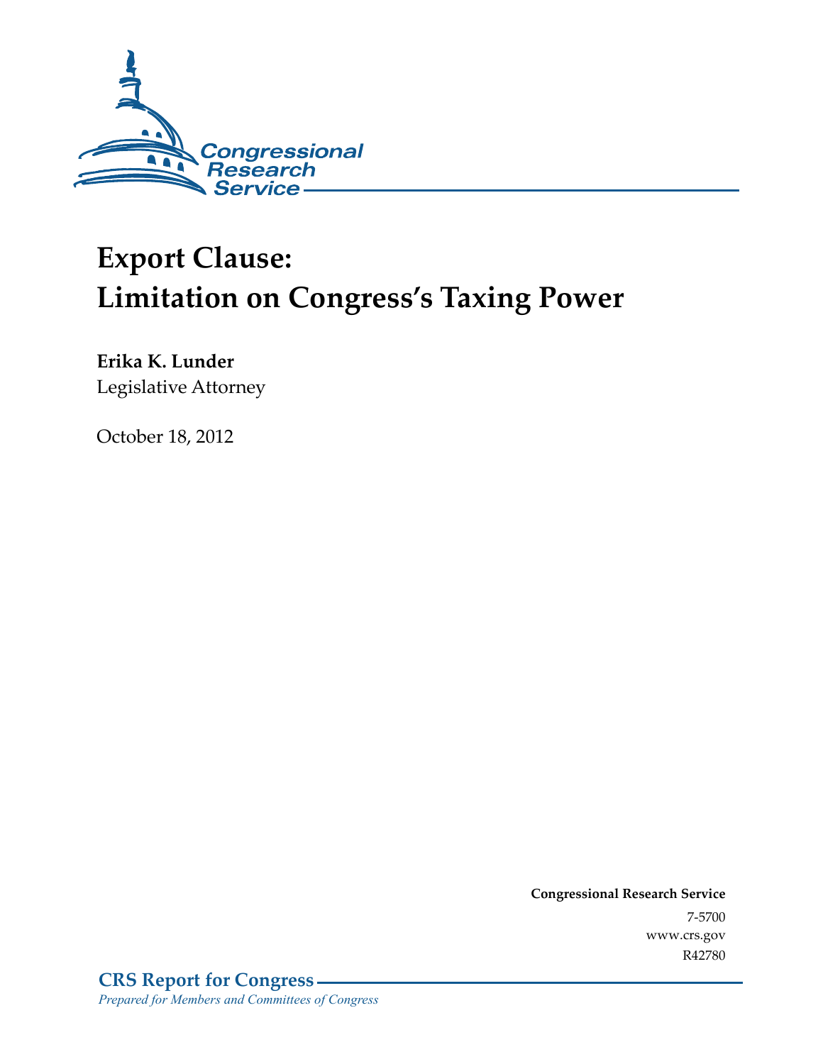Congressional Research Service

# Export Clause: Limitation on Congress's Taxing Power

**Erika K. Lunder**
Legislative Attorney

October 18, 2012

**Congressional Research Service**
7-5700
www.crs.gov
R42780

**CRS Report for Congress**
*Prepared for Members and Committees of Congress*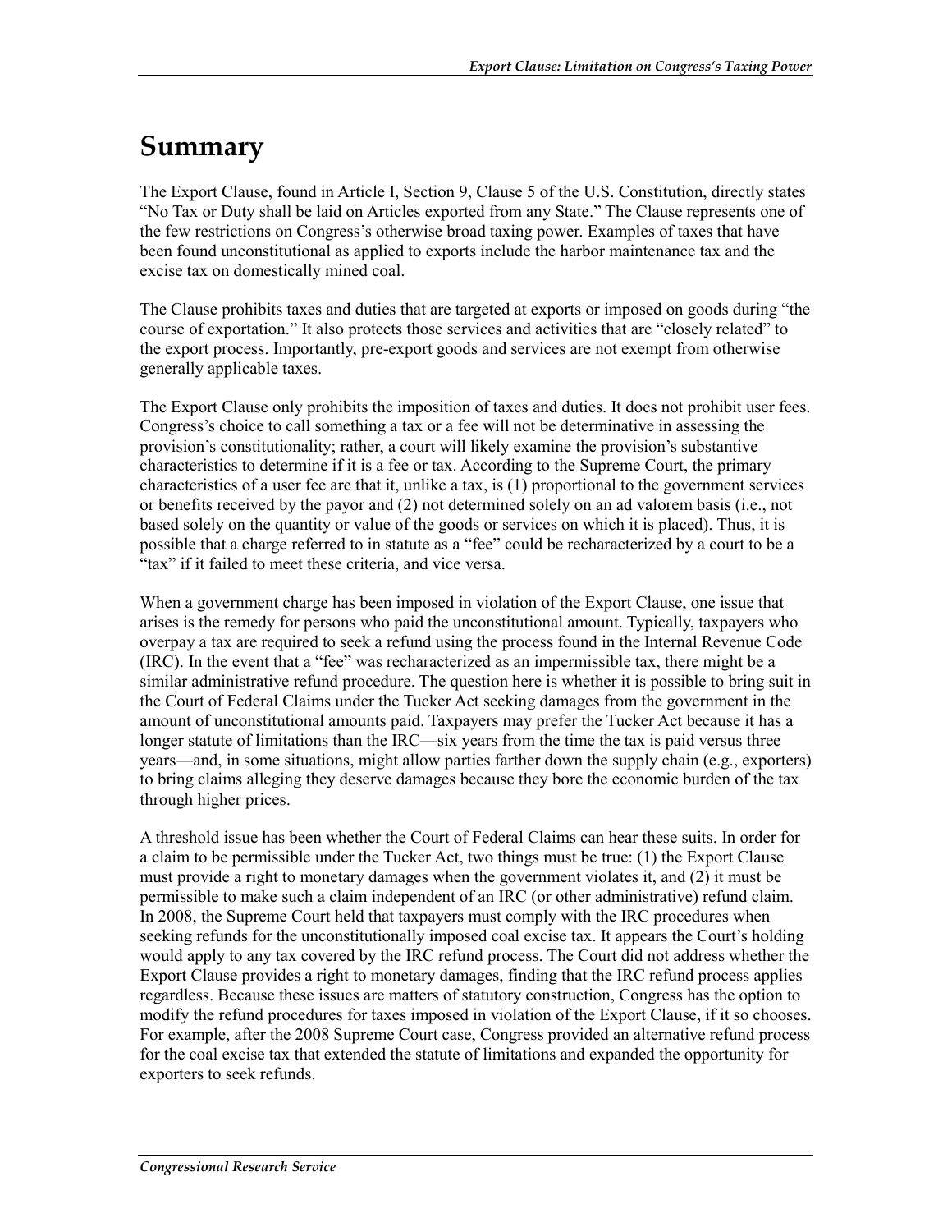# Summary

The Export Clause, found in Article I, Section 9, Clause 5 of the U.S. Constitution, directly states "No Tax or Duty shall be laid on Articles exported from any State." The Clause represents one of the few restrictions on Congress's otherwise broad taxing power. Examples of taxes that have been found unconstitutional as applied to exports include the harbor maintenance tax and the excise tax on domestically mined coal.

The Clause prohibits taxes and duties that are targeted at exports or imposed on goods during "the course of exportation." It also protects those services and activities that are "closely related" to the export process. Importantly, pre-export goods and services are not exempt from otherwise generally applicable taxes.

The Export Clause only prohibits the imposition of taxes and duties. It does not prohibit user fees. Congress's choice to call something a tax or a fee will not be determinative in assessing the provision's constitutionality; rather, a court will likely examine the provision's substantive characteristics to determine if it is a fee or tax. According to the Supreme Court, the primary characteristics of a user fee are that it, unlike a tax, is (1) proportional to the government services or benefits received by the payor and (2) not determined solely on an ad valorem basis (i.e., not based solely on the quantity or value of the goods or services on which it is placed). Thus, it is possible that a charge referred to in statute as a "fee" could be recharacterized by a court to be a "tax" if it failed to meet these criteria, and vice versa.

When a government charge has been imposed in violation of the Export Clause, one issue that arises is the remedy for persons who paid the unconstitutional amount. Typically, taxpayers who overpay a tax are required to seek a refund using the process found in the Internal Revenue Code (IRC). In the event that a "fee" was recharacterized as an impermissible tax, there might be a similar administrative refund procedure. The question here is whether it is possible to bring suit in the Court of Federal Claims under the Tucker Act seeking damages from the government in the amount of unconstitutional amounts paid. Taxpayers may prefer the Tucker Act because it has a longer statute of limitations than the IRC—six years from the time the tax is paid versus three years—and, in some situations, might allow parties farther down the supply chain (e.g., exporters) to bring claims alleging they deserve damages because they bore the economic burden of the tax through higher prices.

A threshold issue has been whether the Court of Federal Claims can hear these suits. In order for a claim to be permissible under the Tucker Act, two things must be true: (1) the Export Clause must provide a right to monetary damages when the government violates it, and (2) it must be permissible to make such a claim independent of an IRC (or other administrative) refund claim. In 2008, the Supreme Court held that taxpayers must comply with the IRC procedures when seeking refunds for the unconstitutionally imposed coal excise tax. It appears the Court's holding would apply to any tax covered by the IRC refund process. The Court did not address whether the Export Clause provides a right to monetary damages, finding that the IRC refund process applies regardless. Because these issues are matters of statutory construction, Congress has the option to modify the refund procedures for taxes imposed in violation of the Export Clause, if it so chooses. For example, after the 2008 Supreme Court case, Congress provided an alternative refund process for the coal excise tax that extended the statute of limitations and expanded the opportunity for exporters to seek refunds.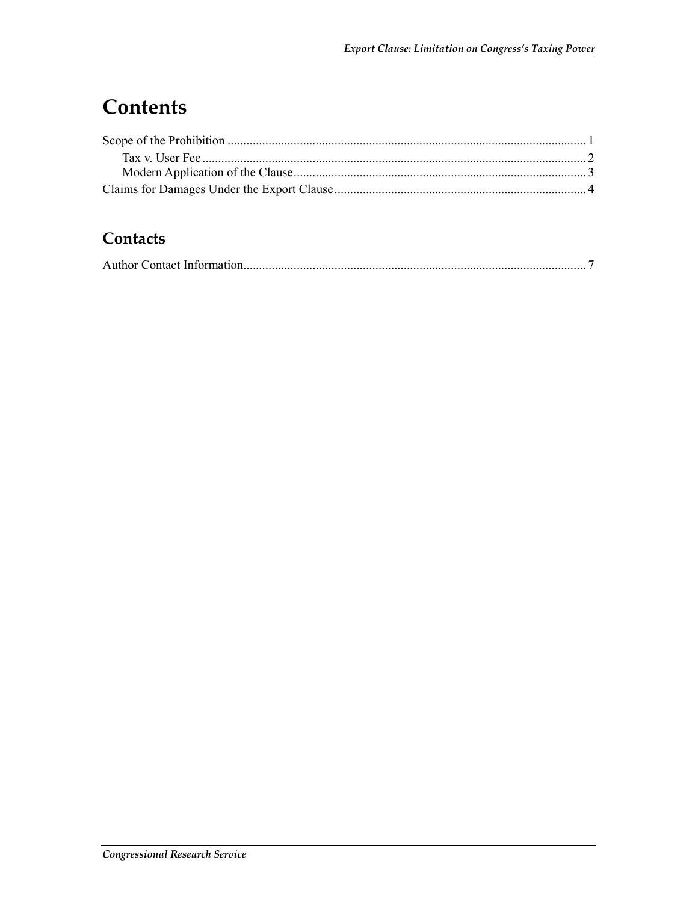# Contents

Scope of the Prohibition ........................................................................................................... 1
Tax v. User Fee ..................................................................................................................... 2
Modern Application of the Clause ........................................................................................ 3
Claims for Damages Under the Export Clause ............................................................................ 4

## Contacts

Author Contact Information............................................................................................................ 7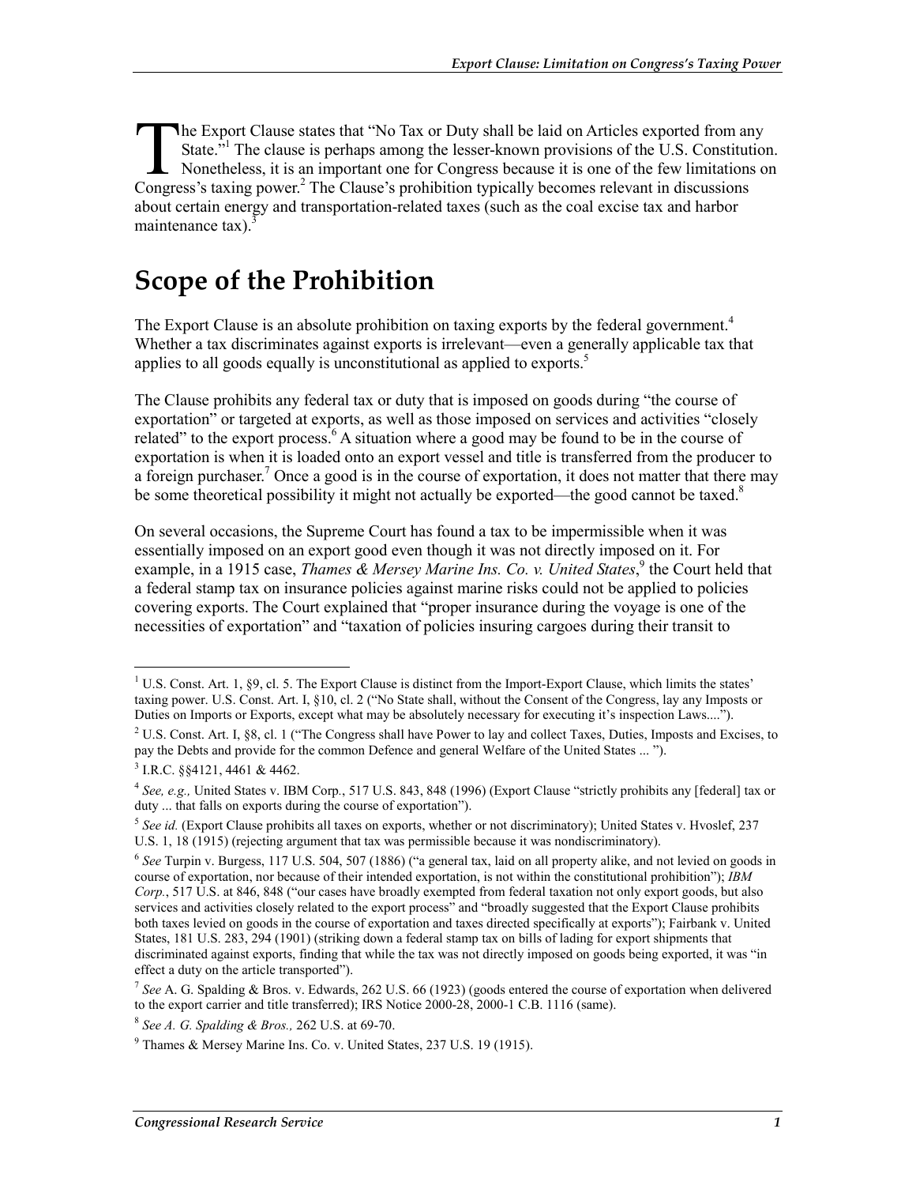The Export Clause states that "No Tax or Duty shall be laid on Articles exported from any State."[1] The clause is perhaps among the lesser-known provisions of the U.S. Constitution. Nonetheless, it is an important one for Congress because it is one of the few limitations on Congress's taxing power.[2] The Clause's prohibition typically becomes relevant in discussions about certain energy and transportation-related taxes (such as the coal excise tax and harbor maintenance tax).[3]

# Scope of the Prohibition

The Export Clause is an absolute prohibition on taxing exports by the federal government.[4] Whether a tax discriminates against exports is irrelevant—even a generally applicable tax that applies to all goods equally is unconstitutional as applied to exports.[5]

The Clause prohibits any federal tax or duty that is imposed on goods during "the course of exportation" or targeted at exports, as well as those imposed on services and activities "closely related" to the export process.[6] A situation where a good may be found to be in the course of exportation is when it is loaded onto an export vessel and title is transferred from the producer to a foreign purchaser.[7] Once a good is in the course of exportation, it does not matter that there may be some theoretical possibility it might not actually be exported—the good cannot be taxed.[8]

On several occasions, the Supreme Court has found a tax to be impermissible when it was essentially imposed on an export good even though it was not directly imposed on it. For example, in a 1915 case, *Thames & Mersey Marine Ins. Co. v. United States*,[9] the Court held that a federal stamp tax on insurance policies against marine risks could not be applied to policies covering exports. The Court explained that "proper insurance during the voyage is one of the necessities of exportation" and "taxation of policies insuring cargoes during their transit to

---

[1] U.S. Const. Art. 1, §9, cl. 5. The Export Clause is distinct from the Import-Export Clause, which limits the states' taxing power. U.S. Const. Art. I, §10, cl. 2 ("No State shall, without the Consent of the Congress, lay any Imposts or Duties on Imports or Exports, except what may be absolutely necessary for executing it's inspection Laws....").

[2] U.S. Const. Art. I, §8, cl. 1 ("The Congress shall have Power to lay and collect Taxes, Duties, Imposts and Excises, to pay the Debts and provide for the common Defence and general Welfare of the United States ... ").

[3] I.R.C. §§4121, 4461 & 4462.

[4] *See, e.g.,* United States v. IBM Corp., 517 U.S. 843, 848 (1996) (Export Clause "strictly prohibits any [federal] tax or duty ... that falls on exports during the course of exportation").

[5] *See id.* (Export Clause prohibits all taxes on exports, whether or not discriminatory); United States v. Hvoslef, 237 U.S. 1, 18 (1915) (rejecting argument that tax was permissible because it was nondiscriminatory).

[6] *See* Turpin v. Burgess, 117 U.S. 504, 507 (1886) ("a general tax, laid on all property alike, and not levied on goods in course of exportation, nor because of their intended exportation, is not within the constitutional prohibition"); *IBM Corp.*, 517 U.S. at 846, 848 ("our cases have broadly exempted from federal taxation not only export goods, but also services and activities closely related to the export process" and "broadly suggested that the Export Clause prohibits both taxes levied on goods in the course of exportation and taxes directed specifically at exports"); Fairbank v. United States, 181 U.S. 283, 294 (1901) (striking down a federal stamp tax on bills of lading for export shipments that discriminated against exports, finding that while the tax was not directly imposed on goods being exported, it was "in effect a duty on the article transported").

[7] *See* A. G. Spalding & Bros. v. Edwards, 262 U.S. 66 (1923) (goods entered the course of exportation when delivered to the export carrier and title transferred); IRS Notice 2000-28, 2000-1 C.B. 1116 (same).

[8] *See A. G. Spalding & Bros.,* 262 U.S. at 69-70.

[9] Thames & Mersey Marine Ins. Co. v. United States, 237 U.S. 19 (1915).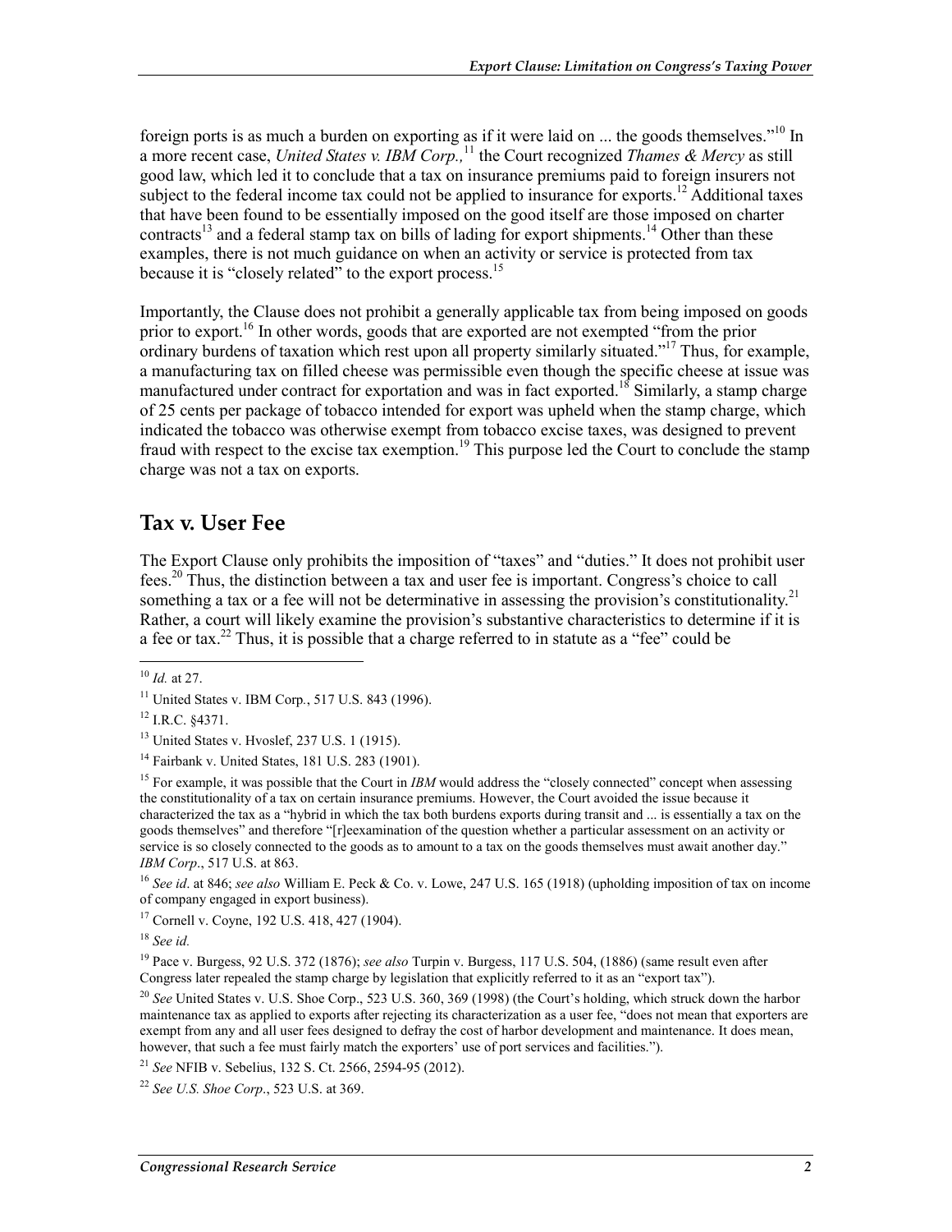foreign ports is as much a burden on exporting as if it were laid on ... the goods themselves."[10] In a more recent case, *United States v. IBM Corp.,*[11] the Court recognized *Thames & Mercy* as still good law, which led it to conclude that a tax on insurance premiums paid to foreign insurers not subject to the federal income tax could not be applied to insurance for exports.[12] Additional taxes that have been found to be essentially imposed on the good itself are those imposed on charter contracts[13] and a federal stamp tax on bills of lading for export shipments.[14] Other than these examples, there is not much guidance on when an activity or service is protected from tax because it is "closely related" to the export process.[15]

Importantly, the Clause does not prohibit a generally applicable tax from being imposed on goods prior to export.[16] In other words, goods that are exported are not exempted "from the prior ordinary burdens of taxation which rest upon all property similarly situated."[17] Thus, for example, a manufacturing tax on filled cheese was permissible even though the specific cheese at issue was manufactured under contract for exportation and was in fact exported.[18] Similarly, a stamp charge of 25 cents per package of tobacco intended for export was upheld when the stamp charge, which indicated the tobacco was otherwise exempt from tobacco excise taxes, was designed to prevent fraud with respect to the excise tax exemption.[19] This purpose led the Court to conclude the stamp charge was not a tax on exports.

## Tax v. User Fee

The Export Clause only prohibits the imposition of "taxes" and "duties." It does not prohibit user fees.[20] Thus, the distinction between a tax and user fee is important. Congress's choice to call something a tax or a fee will not be determinative in assessing the provision's constitutionality.[21] Rather, a court will likely examine the provision's substantive characteristics to determine if it is a fee or tax.[22] Thus, it is possible that a charge referred to in statute as a "fee" could be

---

[10] *Id.* at 27.

[11] United States v. IBM Corp., 517 U.S. 843 (1996).

[12] I.R.C. §4371.

[13] United States v. Hvoslef, 237 U.S. 1 (1915).

[14] Fairbank v. United States, 181 U.S. 283 (1901).

[15] For example, it was possible that the Court in *IBM* would address the "closely connected" concept when assessing the constitutionality of a tax on certain insurance premiums. However, the Court avoided the issue because it characterized the tax as a "hybrid in which the tax both burdens exports during transit and ... is essentially a tax on the goods themselves" and therefore "[r]eexamination of the question whether a particular assessment on an activity or service is so closely connected to the goods as to amount to a tax on the goods themselves must await another day." *IBM Corp*., 517 U.S. at 863.

[16] *See id*. at 846; *see also* William E. Peck & Co. v. Lowe, 247 U.S. 165 (1918) (upholding imposition of tax on income of company engaged in export business).

[17] Cornell v. Coyne, 192 U.S. 418, 427 (1904).

[18] *See id.*

[19] Pace v. Burgess, 92 U.S. 372 (1876); *see also* Turpin v. Burgess, 117 U.S. 504, (1886) (same result even after Congress later repealed the stamp charge by legislation that explicitly referred to it as an "export tax").

[20] *See* United States v. U.S. Shoe Corp., 523 U.S. 360, 369 (1998) (the Court's holding, which struck down the harbor maintenance tax as applied to exports after rejecting its characterization as a user fee, "does not mean that exporters are exempt from any and all user fees designed to defray the cost of harbor development and maintenance. It does mean, however, that such a fee must fairly match the exporters' use of port services and facilities.").

[21] *See* NFIB v. Sebelius, 132 S. Ct. 2566, 2594-95 (2012).

[22] *See U.S. Shoe Corp*., 523 U.S. at 369.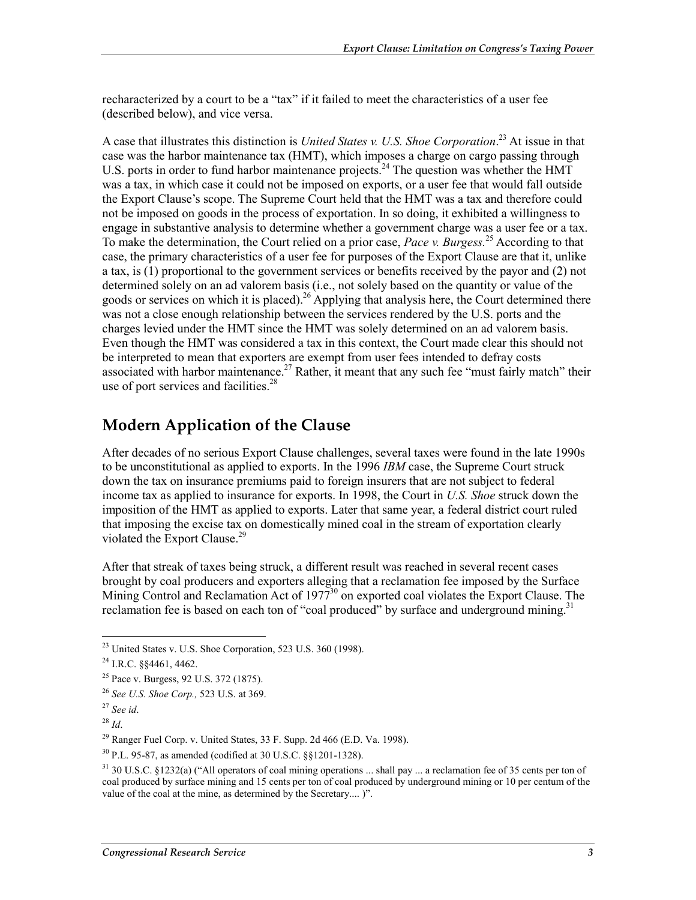recharacterized by a court to be a "tax" if it failed to meet the characteristics of a user fee (described below), and vice versa.

A case that illustrates this distinction is *United States v. U.S. Shoe Corporation*.[23] At issue in that case was the harbor maintenance tax (HMT), which imposes a charge on cargo passing through U.S. ports in order to fund harbor maintenance projects.[24] The question was whether the HMT was a tax, in which case it could not be imposed on exports, or a user fee that would fall outside the Export Clause's scope. The Supreme Court held that the HMT was a tax and therefore could not be imposed on goods in the process of exportation. In so doing, it exhibited a willingness to engage in substantive analysis to determine whether a government charge was a user fee or a tax. To make the determination, the Court relied on a prior case, *Pace v. Burgess.*[25] According to that case, the primary characteristics of a user fee for purposes of the Export Clause are that it, unlike a tax, is (1) proportional to the government services or benefits received by the payor and (2) not determined solely on an ad valorem basis (i.e., not solely based on the quantity or value of the goods or services on which it is placed).[26] Applying that analysis here, the Court determined there was not a close enough relationship between the services rendered by the U.S. ports and the charges levied under the HMT since the HMT was solely determined on an ad valorem basis. Even though the HMT was considered a tax in this context, the Court made clear this should not be interpreted to mean that exporters are exempt from user fees intended to defray costs associated with harbor maintenance.[27] Rather, it meant that any such fee "must fairly match" their use of port services and facilities.[28]

## Modern Application of the Clause

After decades of no serious Export Clause challenges, several taxes were found in the late 1990s to be unconstitutional as applied to exports. In the 1996 *IBM* case, the Supreme Court struck down the tax on insurance premiums paid to foreign insurers that are not subject to federal income tax as applied to insurance for exports. In 1998, the Court in *U.S. Shoe* struck down the imposition of the HMT as applied to exports. Later that same year, a federal district court ruled that imposing the excise tax on domestically mined coal in the stream of exportation clearly violated the Export Clause.[29]

After that streak of taxes being struck, a different result was reached in several recent cases brought by coal producers and exporters alleging that a reclamation fee imposed by the Surface Mining Control and Reclamation Act of 1977[30] on exported coal violates the Export Clause. The reclamation fee is based on each ton of "coal produced" by surface and underground mining.[31]

---

[23] United States v. U.S. Shoe Corporation, 523 U.S. 360 (1998).

[24] I.R.C. §§4461, 4462.

[25] Pace v. Burgess, 92 U.S. 372 (1875).

[26] *See U.S. Shoe Corp.,* 523 U.S. at 369.

[27] *See id*.

[28] *Id*.

[29] Ranger Fuel Corp. v. United States, 33 F. Supp. 2d 466 (E.D. Va. 1998).

[30] P.L. 95-87, as amended (codified at 30 U.S.C. §§1201-1328).

[31] 30 U.S.C. §1232(a) ("All operators of coal mining operations ... shall pay ... a reclamation fee of 35 cents per ton of coal produced by surface mining and 15 cents per ton of coal produced by underground mining or 10 per centum of the value of the coal at the mine, as determined by the Secretary.... )".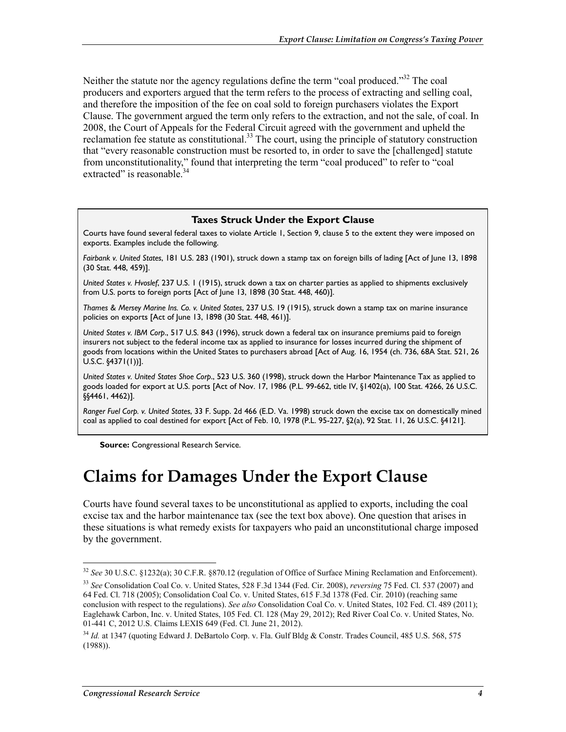Neither the statute nor the agency regulations define the term "coal produced."[32] The coal producers and exporters argued that the term refers to the process of extracting and selling coal, and therefore the imposition of the fee on coal sold to foreign purchasers violates the Export Clause. The government argued the term only refers to the extraction, and not the sale, of coal. In 2008, the Court of Appeals for the Federal Circuit agreed with the government and upheld the reclamation fee statute as constitutional.[33] The court, using the principle of statutory construction that "every reasonable construction must be resorted to, in order to save the [challenged] statute from unconstitutionality," found that interpreting the term "coal produced" to refer to "coal extracted" is reasonable.[34]

**Taxes Struck Under the Export Clause**

Courts have found several federal taxes to violate Article 1, Section 9, clause 5 to the extent they were imposed on exports. Examples include the following.

*Fairbank v. United States*, 181 U.S. 283 (1901), struck down a stamp tax on foreign bills of lading [Act of June 13, 1898 (30 Stat. 448, 459)].

*United States v. Hvoslef*, 237 U.S. 1 (1915), struck down a tax on charter parties as applied to shipments exclusively from U.S. ports to foreign ports [Act of June 13, 1898 (30 Stat. 448, 460)].

*Thames & Mersey Marine Ins. Co. v. United States*, 237 U.S. 19 (1915), struck down a stamp tax on marine insurance policies on exports [Act of June 13, 1898 (30 Stat. 448, 461)].

*United States v. IBM Corp*., 517 U.S. 843 (1996), struck down a federal tax on insurance premiums paid to foreign insurers not subject to the federal income tax as applied to insurance for losses incurred during the shipment of goods from locations within the United States to purchasers abroad [Act of Aug. 16, 1954 (ch. 736, 68A Stat. 521, 26 U.S.C. §4371(1))].

*United States v. United States Shoe Corp*., 523 U.S. 360 (1998), struck down the Harbor Maintenance Tax as applied to goods loaded for export at U.S. ports [Act of Nov. 17, 1986 (P.L. 99-662, title IV, §1402(a), 100 Stat. 4266, 26 U.S.C. §§4461, 4462)].

*Ranger Fuel Corp. v. United States*, 33 F. Supp. 2d 466 (E.D. Va. 1998) struck down the excise tax on domestically mined coal as applied to coal destined for export [Act of Feb. 10, 1978 (P.L. 95-227, §2(a), 92 Stat. 11, 26 U.S.C. §4121].

**Source:** Congressional Research Service.

# Claims for Damages Under the Export Clause

Courts have found several taxes to be unconstitutional as applied to exports, including the coal excise tax and the harbor maintenance tax (see the text box above). One question that arises in these situations is what remedy exists for taxpayers who paid an unconstitutional charge imposed by the government.

---

[32] *See* 30 U.S.C. §1232(a); 30 C.F.R. §870.12 (regulation of Office of Surface Mining Reclamation and Enforcement).

[33] *See* Consolidation Coal Co. v. United States, 528 F.3d 1344 (Fed. Cir. 2008), *reversing* 75 Fed. Cl. 537 (2007) and 64 Fed. Cl. 718 (2005); Consolidation Coal Co. v. United States, 615 F.3d 1378 (Fed. Cir. 2010) (reaching same conclusion with respect to the regulations). *See also* Consolidation Coal Co. v. United States, 102 Fed. Cl. 489 (2011); Eaglehawk Carbon, Inc. v. United States, 105 Fed. Cl. 128 (May 29, 2012); Red River Coal Co. v. United States, No. 01-441 C, 2012 U.S. Claims LEXIS 649 (Fed. Cl. June 21, 2012).

[34] *Id.* at 1347 (quoting Edward J. DeBartolo Corp. v. Fla. Gulf Bldg & Constr. Trades Council, 485 U.S. 568, 575 (1988)).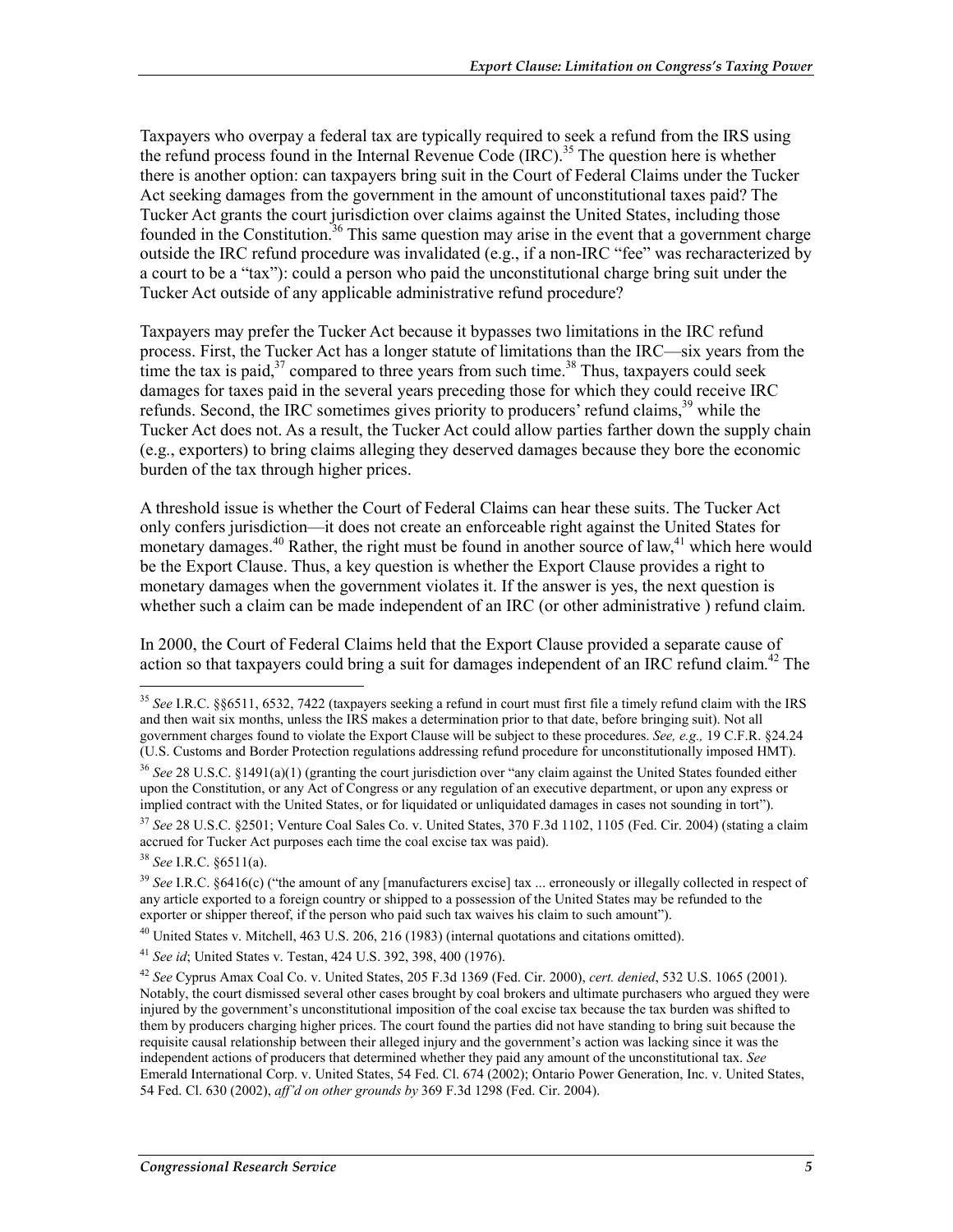Taxpayers who overpay a federal tax are typically required to seek a refund from the IRS using the refund process found in the Internal Revenue Code (IRC).[35] The question here is whether there is another option: can taxpayers bring suit in the Court of Federal Claims under the Tucker Act seeking damages from the government in the amount of unconstitutional taxes paid? The Tucker Act grants the court jurisdiction over claims against the United States, including those founded in the Constitution.[36] This same question may arise in the event that a government charge outside the IRC refund procedure was invalidated (e.g., if a non-IRC "fee" was recharacterized by a court to be a "tax"): could a person who paid the unconstitutional charge bring suit under the Tucker Act outside of any applicable administrative refund procedure?

Taxpayers may prefer the Tucker Act because it bypasses two limitations in the IRC refund process. First, the Tucker Act has a longer statute of limitations than the IRC—six years from the time the tax is paid,[37] compared to three years from such time.[38] Thus, taxpayers could seek damages for taxes paid in the several years preceding those for which they could receive IRC refunds. Second, the IRC sometimes gives priority to producers' refund claims,[39] while the Tucker Act does not. As a result, the Tucker Act could allow parties farther down the supply chain (e.g., exporters) to bring claims alleging they deserved damages because they bore the economic burden of the tax through higher prices.

A threshold issue is whether the Court of Federal Claims can hear these suits. The Tucker Act only confers jurisdiction—it does not create an enforceable right against the United States for monetary damages.[40] Rather, the right must be found in another source of law,[41] which here would be the Export Clause. Thus, a key question is whether the Export Clause provides a right to monetary damages when the government violates it. If the answer is yes, the next question is whether such a claim can be made independent of an IRC (or other administrative ) refund claim.

In 2000, the Court of Federal Claims held that the Export Clause provided a separate cause of action so that taxpayers could bring a suit for damages independent of an IRC refund claim.[42] The

---

[35] *See* I.R.C. §§6511, 6532, 7422 (taxpayers seeking a refund in court must first file a timely refund claim with the IRS and then wait six months, unless the IRS makes a determination prior to that date, before bringing suit). Not all government charges found to violate the Export Clause will be subject to these procedures. *See, e.g.,* 19 C.F.R. §24.24 (U.S. Customs and Border Protection regulations addressing refund procedure for unconstitutionally imposed HMT).

[36] *See* 28 U.S.C. §1491(a)(1) (granting the court jurisdiction over "any claim against the United States founded either upon the Constitution, or any Act of Congress or any regulation of an executive department, or upon any express or implied contract with the United States, or for liquidated or unliquidated damages in cases not sounding in tort").

[37] *See* 28 U.S.C. §2501; Venture Coal Sales Co. v. United States, 370 F.3d 1102, 1105 (Fed. Cir. 2004) (stating a claim accrued for Tucker Act purposes each time the coal excise tax was paid).

[38] *See* I.R.C. §6511(a).

[39] *See* I.R.C. §6416(c) ("the amount of any [manufacturers excise] tax ... erroneously or illegally collected in respect of any article exported to a foreign country or shipped to a possession of the United States may be refunded to the exporter or shipper thereof, if the person who paid such tax waives his claim to such amount").

[40] United States v. Mitchell, 463 U.S. 206, 216 (1983) (internal quotations and citations omitted).

[41] *See id*; United States v. Testan, 424 U.S. 392, 398, 400 (1976).

[42] *See* Cyprus Amax Coal Co. v. United States, 205 F.3d 1369 (Fed. Cir. 2000), *cert. denied*, 532 U.S. 1065 (2001). Notably, the court dismissed several other cases brought by coal brokers and ultimate purchasers who argued they were injured by the government's unconstitutional imposition of the coal excise tax because the tax burden was shifted to them by producers charging higher prices. The court found the parties did not have standing to bring suit because the requisite causal relationship between their alleged injury and the government's action was lacking since it was the independent actions of producers that determined whether they paid any amount of the unconstitutional tax. *See* Emerald International Corp. v. United States, 54 Fed. Cl. 674 (2002); Ontario Power Generation, Inc. v. United States, 54 Fed. Cl. 630 (2002), *aff'd on other grounds by* 369 F.3d 1298 (Fed. Cir. 2004).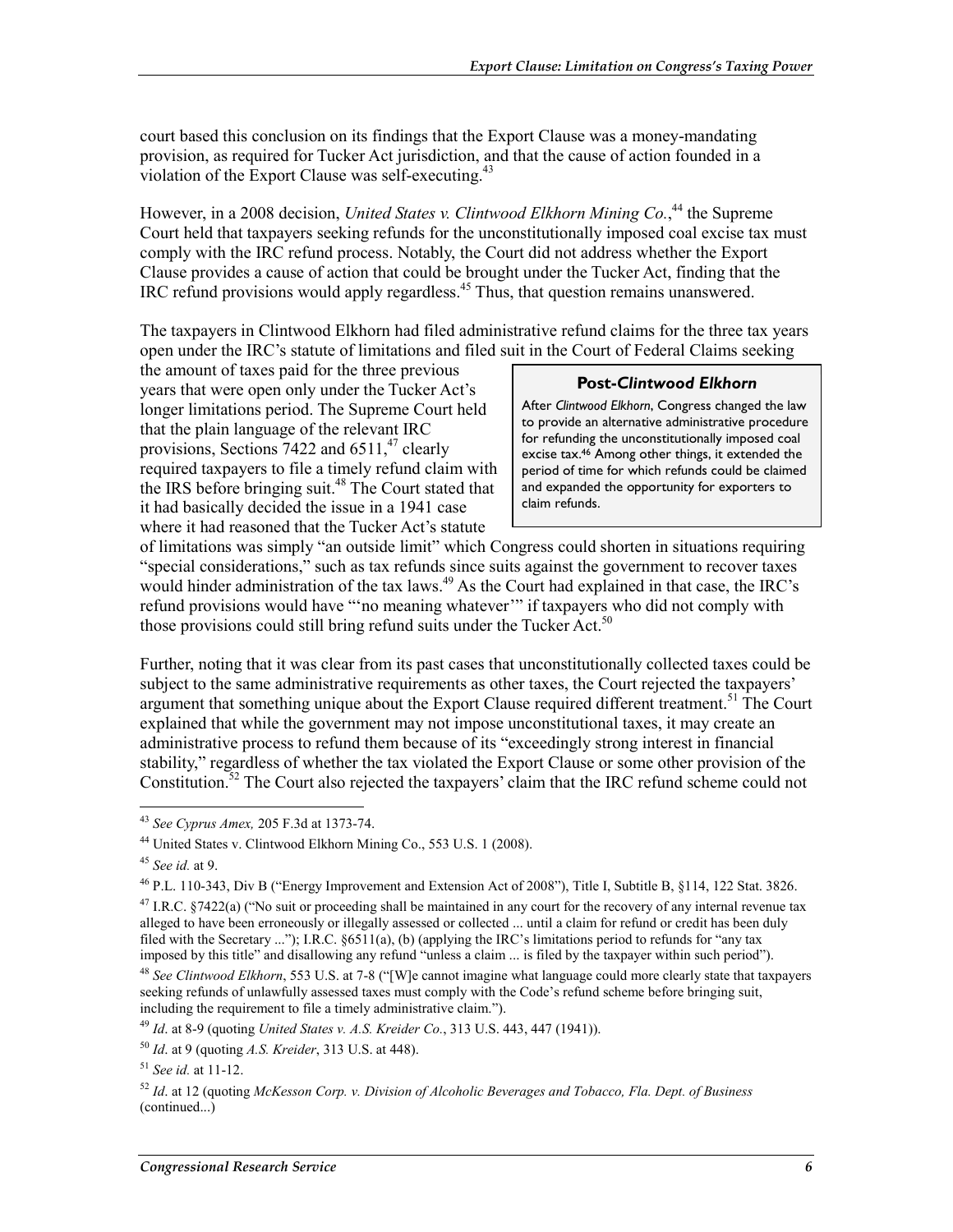court based this conclusion on its findings that the Export Clause was a money-mandating provision, as required for Tucker Act jurisdiction, and that the cause of action founded in a violation of the Export Clause was self-executing.[43]

However, in a 2008 decision, *United States v. Clintwood Elkhorn Mining Co.*,[44] the Supreme Court held that taxpayers seeking refunds for the unconstitutionally imposed coal excise tax must comply with the IRC refund process. Notably, the Court did not address whether the Export Clause provides a cause of action that could be brought under the Tucker Act, finding that the IRC refund provisions would apply regardless.[45] Thus, that question remains unanswered.

The taxpayers in Clintwood Elkhorn had filed administrative refund claims for the three tax years open under the IRC's statute of limitations and filed suit in the Court of Federal Claims seeking the amount of taxes paid for the three previous years that were open only under the Tucker Act's longer limitations period. The Supreme Court held that the plain language of the relevant IRC provisions, Sections 7422 and 6511,[47] clearly required taxpayers to file a timely refund claim with the IRS before bringing suit.[48] The Court stated that it had basically decided the issue in a 1941 case where it had reasoned that the Tucker Act's statute of limitations was simply "an outside limit" which Congress could shorten in situations requiring "special considerations," such as tax refunds since suits against the government to recover taxes would hinder administration of the tax laws.[49] As the Court had explained in that case, the IRC's refund provisions would have "'no meaning whatever'" if taxpayers who did not comply with those provisions could still bring refund suits under the Tucker Act.[50]

> **Post-*Clintwood Elkhorn***
>
> After *Clintwood Elkhorn*, Congress changed the law to provide an alternative administrative procedure for refunding the unconstitutionally imposed coal excise tax.[46] Among other things, it extended the period of time for which refunds could be claimed and expanded the opportunity for exporters to claim refunds.

Further, noting that it was clear from its past cases that unconstitutionally collected taxes could be subject to the same administrative requirements as other taxes, the Court rejected the taxpayers' argument that something unique about the Export Clause required different treatment.[51] The Court explained that while the government may not impose unconstitutional taxes, it may create an administrative process to refund them because of its "exceedingly strong interest in financial stability," regardless of whether the tax violated the Export Clause or some other provision of the Constitution.[52] The Court also rejected the taxpayers' claim that the IRC refund scheme could not

---

[43] *See Cyprus Amex,* 205 F.3d at 1373-74.

[44] United States v. Clintwood Elkhorn Mining Co., 553 U.S. 1 (2008).

[45] *See id.* at 9.

[46] P.L. 110-343, Div B ("Energy Improvement and Extension Act of 2008"), Title I, Subtitle B, §114, 122 Stat. 3826.

[47] I.R.C. §7422(a) ("No suit or proceeding shall be maintained in any court for the recovery of any internal revenue tax alleged to have been erroneously or illegally assessed or collected ... until a claim for refund or credit has been duly filed with the Secretary ..."); I.R.C. §6511(a), (b) (applying the IRC's limitations period to refunds for "any tax imposed by this title" and disallowing any refund "unless a claim ... is filed by the taxpayer within such period").

[48] *See Clintwood Elkhorn*, 553 U.S. at 7-8 ("[W]e cannot imagine what language could more clearly state that taxpayers seeking refunds of unlawfully assessed taxes must comply with the Code's refund scheme before bringing suit, including the requirement to file a timely administrative claim.").

[49] *Id*. at 8-9 (quoting *United States v. A.S. Kreider Co.*, 313 U.S. 443, 447 (1941)).

[50] *Id*. at 9 (quoting *A.S. Kreider*, 313 U.S. at 448).

[51] *See id.* at 11-12.

[52] *Id*. at 12 (quoting *McKesson Corp. v. Division of Alcoholic Beverages and Tobacco, Fla. Dept. of Business* (continued...)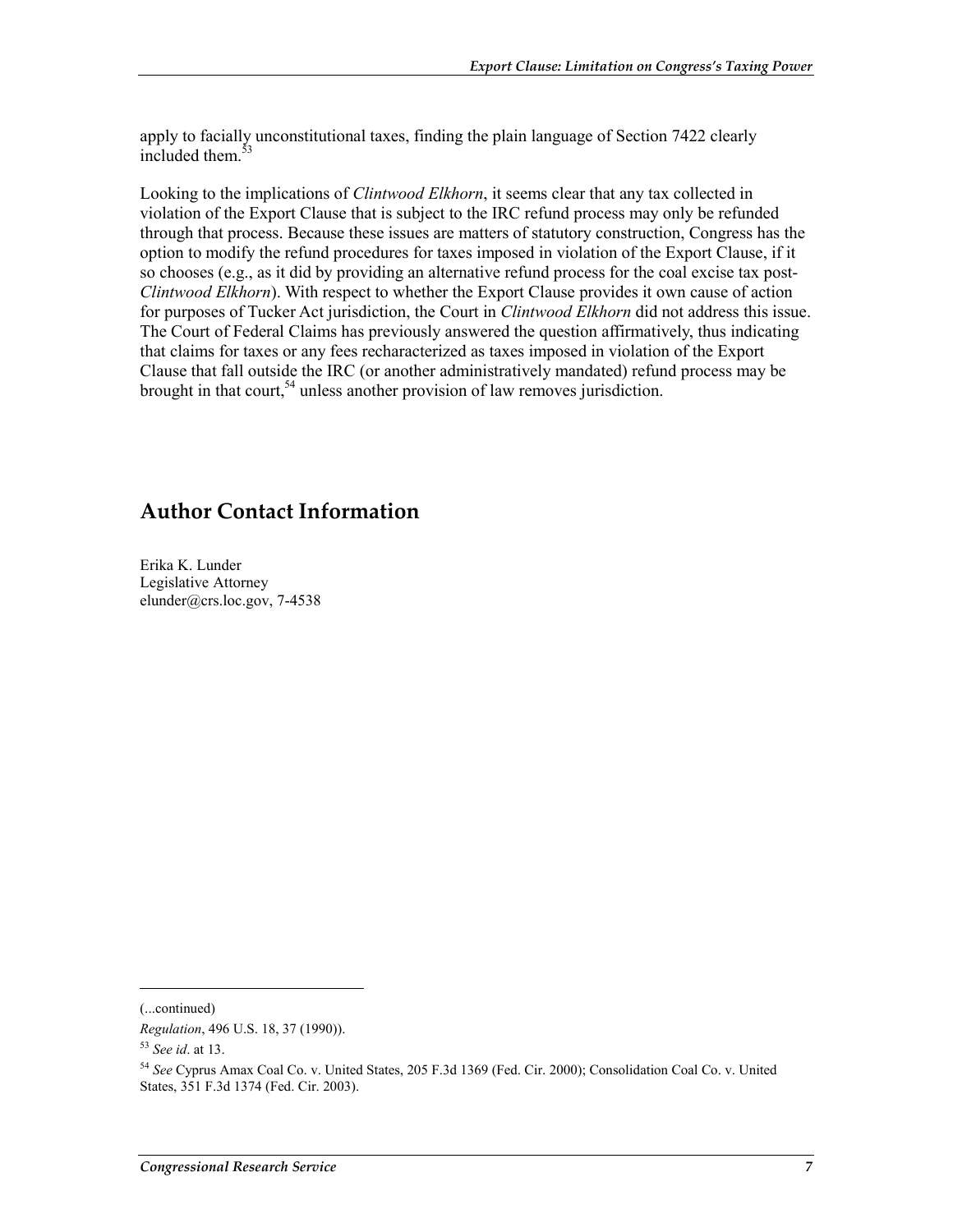apply to facially unconstitutional taxes, finding the plain language of Section 7422 clearly included them.[53]

Looking to the implications of *Clintwood Elkhorn*, it seems clear that any tax collected in violation of the Export Clause that is subject to the IRC refund process may only be refunded through that process. Because these issues are matters of statutory construction, Congress has the option to modify the refund procedures for taxes imposed in violation of the Export Clause, if it so chooses (e.g., as it did by providing an alternative refund process for the coal excise tax post-*Clintwood Elkhorn*). With respect to whether the Export Clause provides it own cause of action for purposes of Tucker Act jurisdiction, the Court in *Clintwood Elkhorn* did not address this issue. The Court of Federal Claims has previously answered the question affirmatively, thus indicating that claims for taxes or any fees recharacterized as taxes imposed in violation of the Export Clause that fall outside the IRC (or another administratively mandated) refund process may be brought in that court,[54] unless another provision of law removes jurisdiction.

## Author Contact Information

Erika K. Lunder
Legislative Attorney
elunder@crs.loc.gov, 7-4538

---

(...continued)

*Regulation*, 496 U.S. 18, 37 (1990)).

[53] *See id*. at 13.

[54] *See* Cyprus Amax Coal Co. v. United States, 205 F.3d 1369 (Fed. Cir. 2000); Consolidation Coal Co. v. United States, 351 F.3d 1374 (Fed. Cir. 2003).